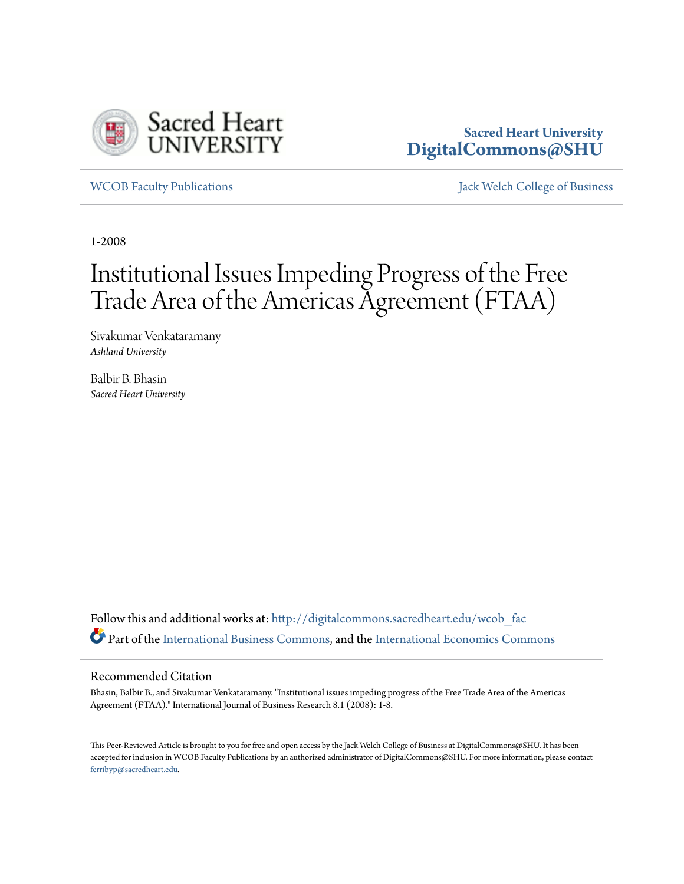Sacred Heart University
DigitalCommons@SHU

WCOB Faculty Publications

Jack Welch College of Business

1-2008

# Institutional Issues Impeding Progress of the Free Trade Area of the Americas Agreement (FTAA)

Sivakumar Venkataramany
*Ashland University*

Balbir B. Bhasin
*Sacred Heart University*

Follow this and additional works at: http://digitalcommons.sacredheart.edu/wcob_fac

Part of the International Business Commons, and the International Economics Commons

## Recommended Citation

Bhasin, Balbir B., and Sivakumar Venkataramany. "Institutional issues impeding progress of the Free Trade Area of the Americas Agreement (FTAA)." International Journal of Business Research 8.1 (2008): 1-8.

This Peer-Reviewed Article is brought to you for free and open access by the Jack Welch College of Business at DigitalCommons@SHU. It has been accepted for inclusion in WCOB Faculty Publications by an authorized administrator of DigitalCommons@SHU. For more information, please contact ferribyp@sacredheart.edu.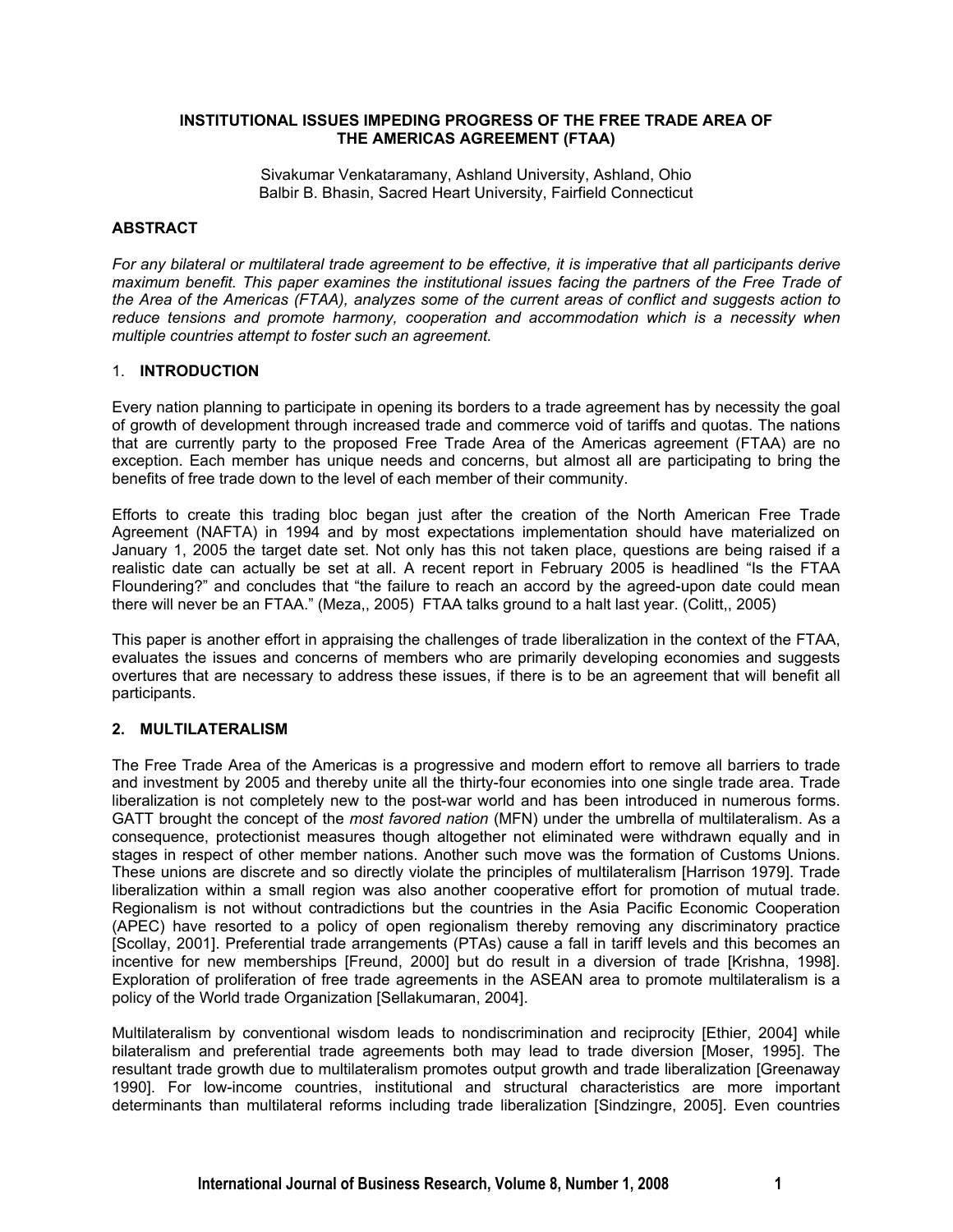**INSTITUTIONAL ISSUES IMPEDING PROGRESS OF THE FREE TRADE AREA OF THE AMERICAS AGREEMENT (FTAA)**

Sivakumar Venkataramany, Ashland University, Ashland, Ohio
Balbir B. Bhasin, Sacred Heart University, Fairfield Connecticut

## ABSTRACT

*For any bilateral or multilateral trade agreement to be effective, it is imperative that all participants derive maximum benefit. This paper examines the institutional issues facing the partners of the Free Trade of the Area of the Americas (FTAA), analyzes some of the current areas of conflict and suggests action to reduce tensions and promote harmony, cooperation and accommodation which is a necessity when multiple countries attempt to foster such an agreement.*

## 1. INTRODUCTION

Every nation planning to participate in opening its borders to a trade agreement has by necessity the goal of growth of development through increased trade and commerce void of tariffs and quotas. The nations that are currently party to the proposed Free Trade Area of the Americas agreement (FTAA) are no exception. Each member has unique needs and concerns, but almost all are participating to bring the benefits of free trade down to the level of each member of their community.

Efforts to create this trading bloc began just after the creation of the North American Free Trade Agreement (NAFTA) in 1994 and by most expectations implementation should have materialized on January 1, 2005 the target date set. Not only has this not taken place, questions are being raised if a realistic date can actually be set at all. A recent report in February 2005 is headlined "Is the FTAA Floundering?" and concludes that "the failure to reach an accord by the agreed-upon date could mean there will never be an FTAA." (Meza,, 2005) FTAA talks ground to a halt last year. (Colitt,, 2005)

This paper is another effort in appraising the challenges of trade liberalization in the context of the FTAA, evaluates the issues and concerns of members who are primarily developing economies and suggests overtures that are necessary to address these issues, if there is to be an agreement that will benefit all participants.

## 2. MULTILATERALISM

The Free Trade Area of the Americas is a progressive and modern effort to remove all barriers to trade and investment by 2005 and thereby unite all the thirty-four economies into one single trade area. Trade liberalization is not completely new to the post-war world and has been introduced in numerous forms. GATT brought the concept of the *most favored nation* (MFN) under the umbrella of multilateralism. As a consequence, protectionist measures though altogether not eliminated were withdrawn equally and in stages in respect of other member nations. Another such move was the formation of Customs Unions. These unions are discrete and so directly violate the principles of multilateralism [Harrison 1979]. Trade liberalization within a small region was also another cooperative effort for promotion of mutual trade. Regionalism is not without contradictions but the countries in the Asia Pacific Economic Cooperation (APEC) have resorted to a policy of open regionalism thereby removing any discriminatory practice [Scollay, 2001]. Preferential trade arrangements (PTAs) cause a fall in tariff levels and this becomes an incentive for new memberships [Freund, 2000] but do result in a diversion of trade [Krishna, 1998]. Exploration of proliferation of free trade agreements in the ASEAN area to promote multilateralism is a policy of the World trade Organization [Sellakumaran, 2004].

Multilateralism by conventional wisdom leads to nondiscrimination and reciprocity [Ethier, 2004] while bilateralism and preferential trade agreements both may lead to trade diversion [Moser, 1995]. The resultant trade growth due to multilateralism promotes output growth and trade liberalization [Greenaway 1990]. For low-income countries, institutional and structural characteristics are more important determinants than multilateral reforms including trade liberalization [Sindzingre, 2005]. Even countries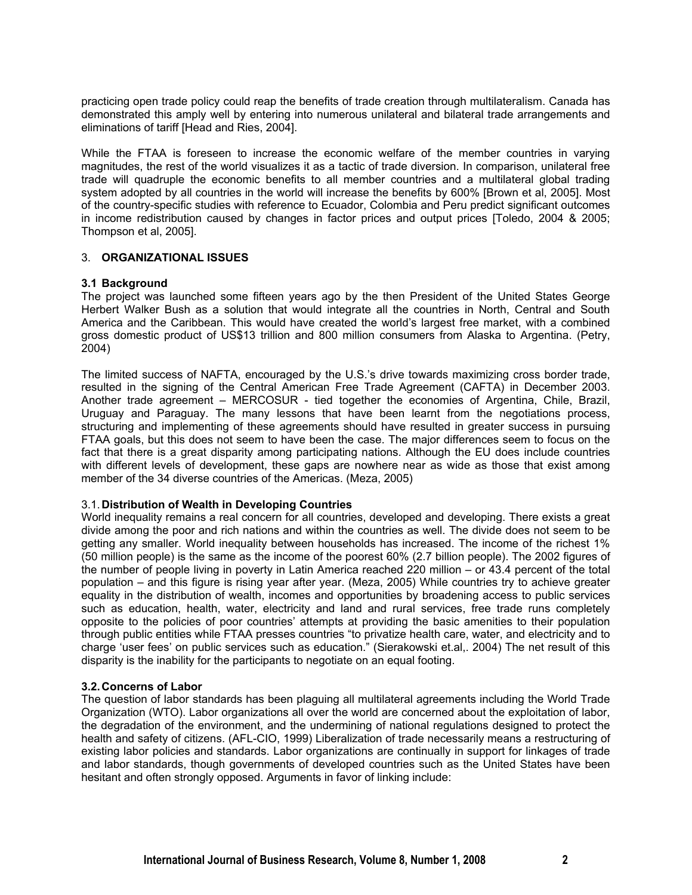practicing open trade policy could reap the benefits of trade creation through multilateralism. Canada has demonstrated this amply well by entering into numerous unilateral and bilateral trade arrangements and eliminations of tariff [Head and Ries, 2004].

While the FTAA is foreseen to increase the economic welfare of the member countries in varying magnitudes, the rest of the world visualizes it as a tactic of trade diversion. In comparison, unilateral free trade will quadruple the economic benefits to all member countries and a multilateral global trading system adopted by all countries in the world will increase the benefits by 600% [Brown et al, 2005]. Most of the country-specific studies with reference to Ecuador, Colombia and Peru predict significant outcomes in income redistribution caused by changes in factor prices and output prices [Toledo, 2004 & 2005; Thompson et al, 2005].

## 3. ORGANIZATIONAL ISSUES

### 3.1 Background

The project was launched some fifteen years ago by the then President of the United States George Herbert Walker Bush as a solution that would integrate all the countries in North, Central and South America and the Caribbean. This would have created the world's largest free market, with a combined gross domestic product of US$13 trillion and 800 million consumers from Alaska to Argentina. (Petry, 2004)

The limited success of NAFTA, encouraged by the U.S.'s drive towards maximizing cross border trade, resulted in the signing of the Central American Free Trade Agreement (CAFTA) in December 2003. Another trade agreement – MERCOSUR - tied together the economies of Argentina, Chile, Brazil, Uruguay and Paraguay. The many lessons that have been learnt from the negotiations process, structuring and implementing of these agreements should have resulted in greater success in pursuing FTAA goals, but this does not seem to have been the case. The major differences seem to focus on the fact that there is a great disparity among participating nations. Although the EU does include countries with different levels of development, these gaps are nowhere near as wide as those that exist among member of the 34 diverse countries of the Americas. (Meza, 2005)

### 3.1. Distribution of Wealth in Developing Countries

World inequality remains a real concern for all countries, developed and developing. There exists a great divide among the poor and rich nations and within the countries as well. The divide does not seem to be getting any smaller. World inequality between households has increased. The income of the richest 1% (50 million people) is the same as the income of the poorest 60% (2.7 billion people). The 2002 figures of the number of people living in poverty in Latin America reached 220 million – or 43.4 percent of the total population – and this figure is rising year after year. (Meza, 2005) While countries try to achieve greater equality in the distribution of wealth, incomes and opportunities by broadening access to public services such as education, health, water, electricity and land and rural services, free trade runs completely opposite to the policies of poor countries' attempts at providing the basic amenities to their population through public entities while FTAA presses countries "to privatize health care, water, and electricity and to charge 'user fees' on public services such as education." (Sierakowski et.al,. 2004) The net result of this disparity is the inability for the participants to negotiate on an equal footing.

### 3.2. Concerns of Labor

The question of labor standards has been plaguing all multilateral agreements including the World Trade Organization (WTO). Labor organizations all over the world are concerned about the exploitation of labor, the degradation of the environment, and the undermining of national regulations designed to protect the health and safety of citizens. (AFL-CIO, 1999) Liberalization of trade necessarily means a restructuring of existing labor policies and standards. Labor organizations are continually in support for linkages of trade and labor standards, though governments of developed countries such as the United States have been hesitant and often strongly opposed. Arguments in favor of linking include: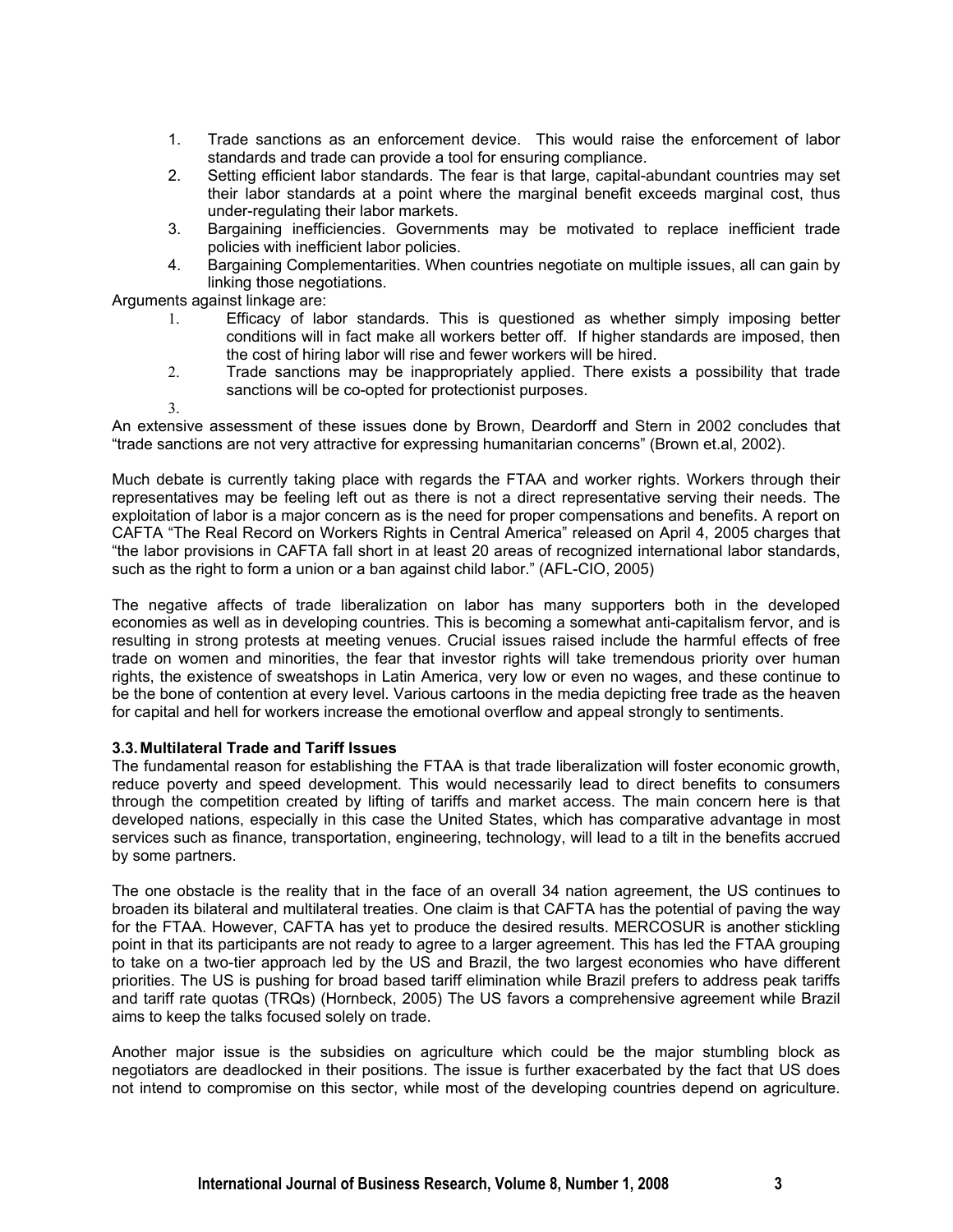1. Trade sanctions as an enforcement device. This would raise the enforcement of labor standards and trade can provide a tool for ensuring compliance.
2. Setting efficient labor standards. The fear is that large, capital-abundant countries may set their labor standards at a point where the marginal benefit exceeds marginal cost, thus under-regulating their labor markets.
3. Bargaining inefficiencies. Governments may be motivated to replace inefficient trade policies with inefficient labor policies.
4. Bargaining Complementarities. When countries negotiate on multiple issues, all can gain by linking those negotiations.

Arguments against linkage are:

1. Efficacy of labor standards. This is questioned as whether simply imposing better conditions will in fact make all workers better off. If higher standards are imposed, then the cost of hiring labor will rise and fewer workers will be hired.
2. Trade sanctions may be inappropriately applied. There exists a possibility that trade sanctions will be co-opted for protectionist purposes.
3. 

An extensive assessment of these issues done by Brown, Deardorff and Stern in 2002 concludes that "trade sanctions are not very attractive for expressing humanitarian concerns" (Brown et.al, 2002).

Much debate is currently taking place with regards the FTAA and worker rights. Workers through their representatives may be feeling left out as there is not a direct representative serving their needs. The exploitation of labor is a major concern as is the need for proper compensations and benefits. A report on CAFTA "The Real Record on Workers Rights in Central America" released on April 4, 2005 charges that "the labor provisions in CAFTA fall short in at least 20 areas of recognized international labor standards, such as the right to form a union or a ban against child labor." (AFL-CIO, 2005)

The negative affects of trade liberalization on labor has many supporters both in the developed economies as well as in developing countries. This is becoming a somewhat anti-capitalism fervor, and is resulting in strong protests at meeting venues. Crucial issues raised include the harmful effects of free trade on women and minorities, the fear that investor rights will take tremendous priority over human rights, the existence of sweatshops in Latin America, very low or even no wages, and these continue to be the bone of contention at every level. Various cartoons in the media depicting free trade as the heaven for capital and hell for workers increase the emotional overflow and appeal strongly to sentiments.

### 3.3. Multilateral Trade and Tariff Issues

The fundamental reason for establishing the FTAA is that trade liberalization will foster economic growth, reduce poverty and speed development. This would necessarily lead to direct benefits to consumers through the competition created by lifting of tariffs and market access. The main concern here is that developed nations, especially in this case the United States, which has comparative advantage in most services such as finance, transportation, engineering, technology, will lead to a tilt in the benefits accrued by some partners.

The one obstacle is the reality that in the face of an overall 34 nation agreement, the US continues to broaden its bilateral and multilateral treaties. One claim is that CAFTA has the potential of paving the way for the FTAA. However, CAFTA has yet to produce the desired results. MERCOSUR is another stickling point in that its participants are not ready to agree to a larger agreement. This has led the FTAA grouping to take on a two-tier approach led by the US and Brazil, the two largest economies who have different priorities. The US is pushing for broad based tariff elimination while Brazil prefers to address peak tariffs and tariff rate quotas (TRQs) (Hornbeck, 2005) The US favors a comprehensive agreement while Brazil aims to keep the talks focused solely on trade.

Another major issue is the subsidies on agriculture which could be the major stumbling block as negotiators are deadlocked in their positions. The issue is further exacerbated by the fact that US does not intend to compromise on this sector, while most of the developing countries depend on agriculture.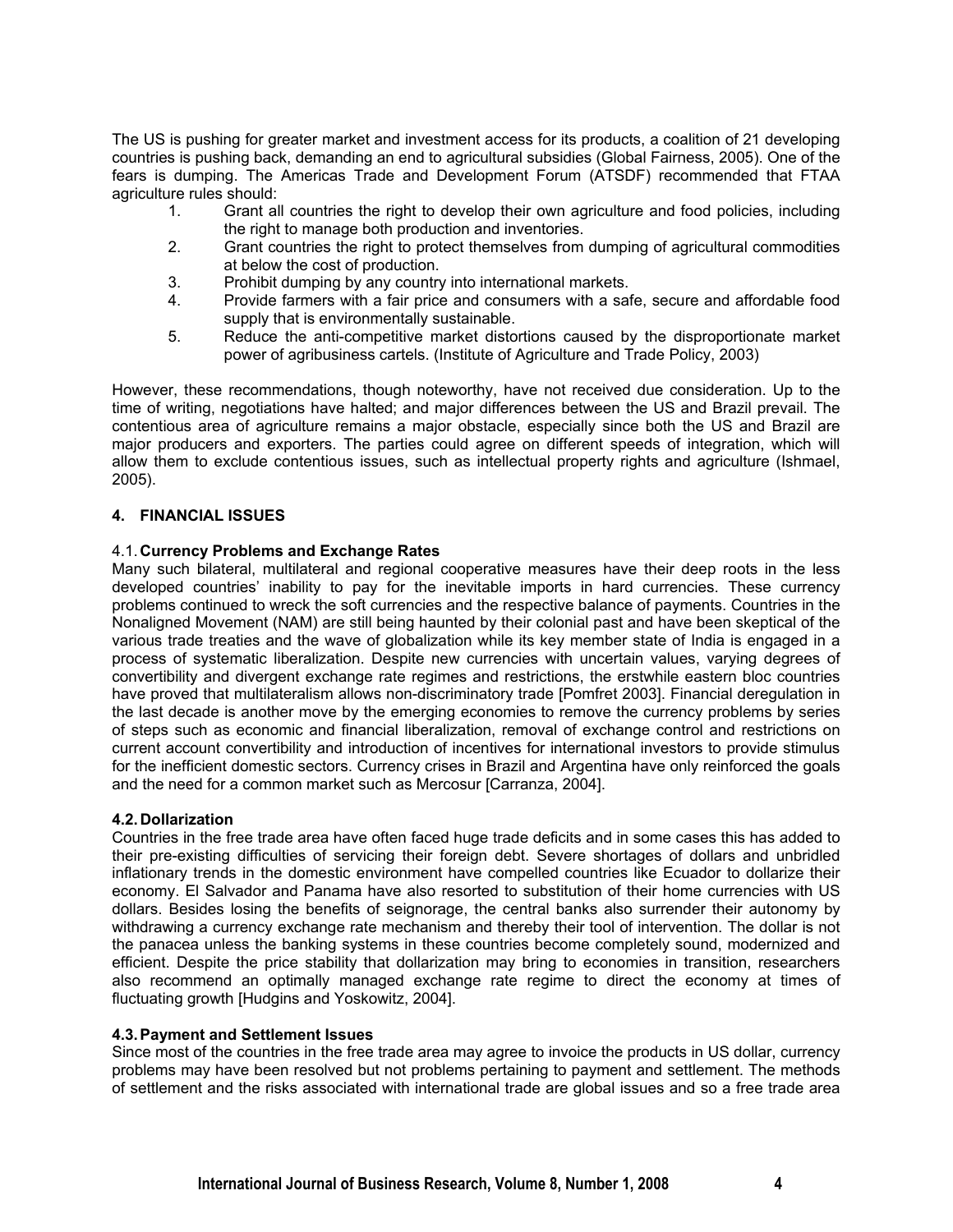The US is pushing for greater market and investment access for its products, a coalition of 21 developing countries is pushing back, demanding an end to agricultural subsidies (Global Fairness, 2005). One of the fears is dumping. The Americas Trade and Development Forum (ATSDF) recommended that FTAA agriculture rules should:

1. Grant all countries the right to develop their own agriculture and food policies, including the right to manage both production and inventories.
2. Grant countries the right to protect themselves from dumping of agricultural commodities at below the cost of production.
3. Prohibit dumping by any country into international markets.
4. Provide farmers with a fair price and consumers with a safe, secure and affordable food supply that is environmentally sustainable.
5. Reduce the anti-competitive market distortions caused by the disproportionate market power of agribusiness cartels. (Institute of Agriculture and Trade Policy, 2003)

However, these recommendations, though noteworthy, have not received due consideration. Up to the time of writing, negotiations have halted; and major differences between the US and Brazil prevail. The contentious area of agriculture remains a major obstacle, especially since both the US and Brazil are major producers and exporters. The parties could agree on different speeds of integration, which will allow them to exclude contentious issues, such as intellectual property rights and agriculture (Ishmael, 2005).

## 4. FINANCIAL ISSUES

### 4.1. Currency Problems and Exchange Rates

Many such bilateral, multilateral and regional cooperative measures have their deep roots in the less developed countries' inability to pay for the inevitable imports in hard currencies. These currency problems continued to wreck the soft currencies and the respective balance of payments. Countries in the Nonaligned Movement (NAM) are still being haunted by their colonial past and have been skeptical of the various trade treaties and the wave of globalization while its key member state of India is engaged in a process of systematic liberalization. Despite new currencies with uncertain values, varying degrees of convertibility and divergent exchange rate regimes and restrictions, the erstwhile eastern bloc countries have proved that multilateralism allows non-discriminatory trade [Pomfret 2003]. Financial deregulation in the last decade is another move by the emerging economies to remove the currency problems by series of steps such as economic and financial liberalization, removal of exchange control and restrictions on current account convertibility and introduction of incentives for international investors to provide stimulus for the inefficient domestic sectors. Currency crises in Brazil and Argentina have only reinforced the goals and the need for a common market such as Mercosur [Carranza, 2004].

### 4.2. Dollarization

Countries in the free trade area have often faced huge trade deficits and in some cases this has added to their pre-existing difficulties of servicing their foreign debt. Severe shortages of dollars and unbridled inflationary trends in the domestic environment have compelled countries like Ecuador to dollarize their economy. El Salvador and Panama have also resorted to substitution of their home currencies with US dollars. Besides losing the benefits of seignorage, the central banks also surrender their autonomy by withdrawing a currency exchange rate mechanism and thereby their tool of intervention. The dollar is not the panacea unless the banking systems in these countries become completely sound, modernized and efficient. Despite the price stability that dollarization may bring to economies in transition, researchers also recommend an optimally managed exchange rate regime to direct the economy at times of fluctuating growth [Hudgins and Yoskowitz, 2004].

### 4.3. Payment and Settlement Issues

Since most of the countries in the free trade area may agree to invoice the products in US dollar, currency problems may have been resolved but not problems pertaining to payment and settlement. The methods of settlement and the risks associated with international trade are global issues and so a free trade area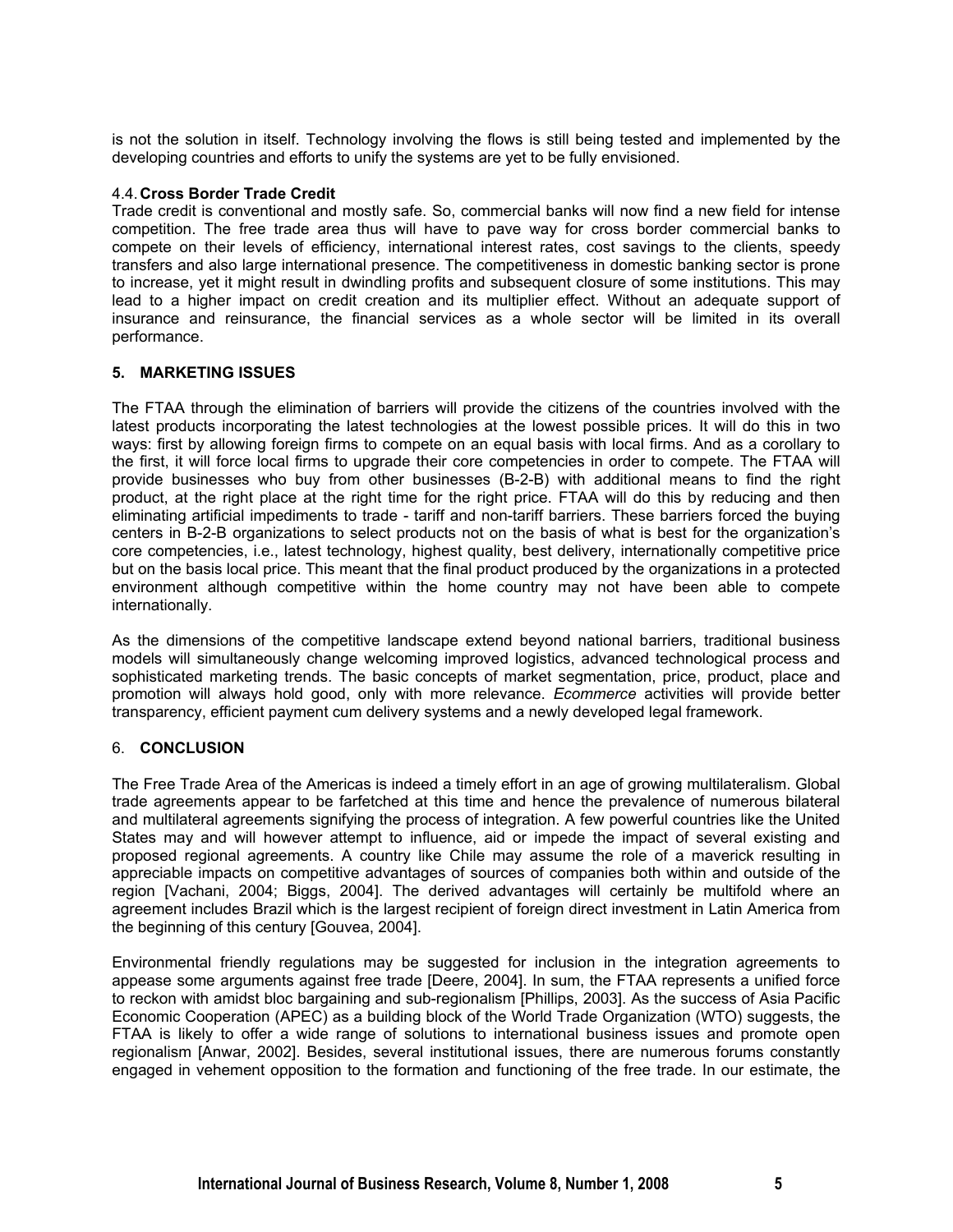is not the solution in itself. Technology involving the flows is still being tested and implemented by the developing countries and efforts to unify the systems are yet to be fully envisioned.

### 4.4. Cross Border Trade Credit

Trade credit is conventional and mostly safe. So, commercial banks will now find a new field for intense competition. The free trade area thus will have to pave way for cross border commercial banks to compete on their levels of efficiency, international interest rates, cost savings to the clients, speedy transfers and also large international presence. The competitiveness in domestic banking sector is prone to increase, yet it might result in dwindling profits and subsequent closure of some institutions. This may lead to a higher impact on credit creation and its multiplier effect. Without an adequate support of insurance and reinsurance, the financial services as a whole sector will be limited in its overall performance.

## 5. MARKETING ISSUES

The FTAA through the elimination of barriers will provide the citizens of the countries involved with the latest products incorporating the latest technologies at the lowest possible prices. It will do this in two ways: first by allowing foreign firms to compete on an equal basis with local firms. And as a corollary to the first, it will force local firms to upgrade their core competencies in order to compete. The FTAA will provide businesses who buy from other businesses (B-2-B) with additional means to find the right product, at the right place at the right time for the right price. FTAA will do this by reducing and then eliminating artificial impediments to trade - tariff and non-tariff barriers. These barriers forced the buying centers in B-2-B organizations to select products not on the basis of what is best for the organization's core competencies, i.e., latest technology, highest quality, best delivery, internationally competitive price but on the basis local price. This meant that the final product produced by the organizations in a protected environment although competitive within the home country may not have been able to compete internationally.

As the dimensions of the competitive landscape extend beyond national barriers, traditional business models will simultaneously change welcoming improved logistics, advanced technological process and sophisticated marketing trends. The basic concepts of market segmentation, price, product, place and promotion will always hold good, only with more relevance. *Ecommerce* activities will provide better transparency, efficient payment cum delivery systems and a newly developed legal framework.

## 6. CONCLUSION

The Free Trade Area of the Americas is indeed a timely effort in an age of growing multilateralism. Global trade agreements appear to be farfetched at this time and hence the prevalence of numerous bilateral and multilateral agreements signifying the process of integration. A few powerful countries like the United States may and will however attempt to influence, aid or impede the impact of several existing and proposed regional agreements. A country like Chile may assume the role of a maverick resulting in appreciable impacts on competitive advantages of sources of companies both within and outside of the region [Vachani, 2004; Biggs, 2004]. The derived advantages will certainly be multifold where an agreement includes Brazil which is the largest recipient of foreign direct investment in Latin America from the beginning of this century [Gouvea, 2004].

Environmental friendly regulations may be suggested for inclusion in the integration agreements to appease some arguments against free trade [Deere, 2004]. In sum, the FTAA represents a unified force to reckon with amidst bloc bargaining and sub-regionalism [Phillips, 2003]. As the success of Asia Pacific Economic Cooperation (APEC) as a building block of the World Trade Organization (WTO) suggests, the FTAA is likely to offer a wide range of solutions to international business issues and promote open regionalism [Anwar, 2002]. Besides, several institutional issues, there are numerous forums constantly engaged in vehement opposition to the formation and functioning of the free trade. In our estimate, the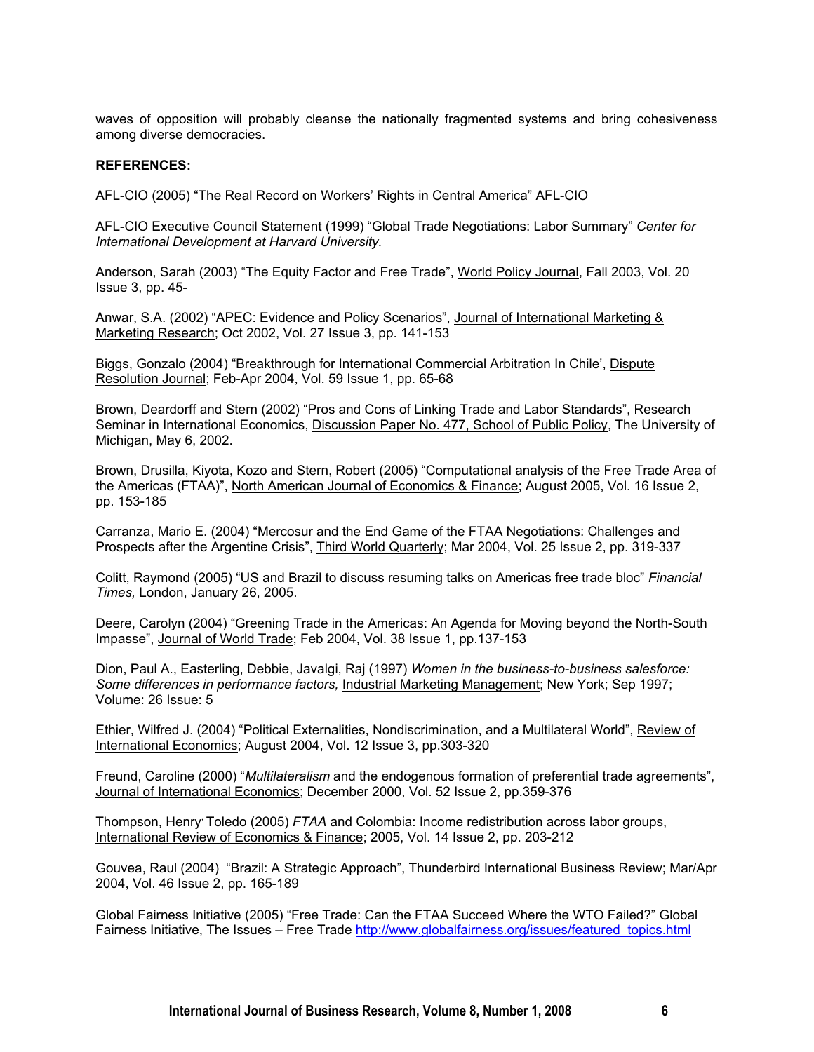waves of opposition will probably cleanse the nationally fragmented systems and bring cohesiveness among diverse democracies.

**REFERENCES:**

AFL-CIO (2005) "The Real Record on Workers' Rights in Central America" AFL-CIO

AFL-CIO Executive Council Statement (1999) "Global Trade Negotiations: Labor Summary" *Center for International Development at Harvard University.*

Anderson, Sarah (2003) "The Equity Factor and Free Trade", World Policy Journal, Fall 2003, Vol. 20 Issue 3, pp. 45-

Anwar, S.A. (2002) "APEC: Evidence and Policy Scenarios", Journal of International Marketing & Marketing Research; Oct 2002, Vol. 27 Issue 3, pp. 141-153

Biggs, Gonzalo (2004) "Breakthrough for International Commercial Arbitration In Chile', Dispute Resolution Journal; Feb-Apr 2004, Vol. 59 Issue 1, pp. 65-68

Brown, Deardorff and Stern (2002) "Pros and Cons of Linking Trade and Labor Standards", Research Seminar in International Economics, Discussion Paper No. 477, School of Public Policy, The University of Michigan, May 6, 2002.

Brown, Drusilla, Kiyota, Kozo and Stern, Robert (2005) "Computational analysis of the Free Trade Area of the Americas (FTAA)", North American Journal of Economics & Finance; August 2005, Vol. 16 Issue 2, pp. 153-185

Carranza, Mario E. (2004) "Mercosur and the End Game of the FTAA Negotiations: Challenges and Prospects after the Argentine Crisis", Third World Quarterly; Mar 2004, Vol. 25 Issue 2, pp. 319-337

Colitt, Raymond (2005) "US and Brazil to discuss resuming talks on Americas free trade bloc" *Financial Times,* London, January 26, 2005.

Deere, Carolyn (2004) "Greening Trade in the Americas: An Agenda for Moving beyond the North-South Impasse", Journal of World Trade; Feb 2004, Vol. 38 Issue 1, pp.137-153

Dion, Paul A., Easterling, Debbie, Javalgi, Raj (1997) *Women in the business-to-business salesforce: Some differences in performance factors,* Industrial Marketing Management; New York; Sep 1997; Volume: 26 Issue: 5

Ethier, Wilfred J. (2004) "Political Externalities, Nondiscrimination, and a Multilateral World", Review of International Economics; August 2004, Vol. 12 Issue 3, pp.303-320

Freund, Caroline (2000) "*Multilateralism* and the endogenous formation of preferential trade agreements", Journal of International Economics; December 2000, Vol. 52 Issue 2, pp.359-376

Thompson, Henry, Toledo (2005) *FTAA* and Colombia: Income redistribution across labor groups, International Review of Economics & Finance; 2005, Vol. 14 Issue 2, pp. 203-212

Gouvea, Raul (2004) "Brazil: A Strategic Approach", Thunderbird International Business Review; Mar/Apr 2004, Vol. 46 Issue 2, pp. 165-189

Global Fairness Initiative (2005) "Free Trade: Can the FTAA Succeed Where the WTO Failed?" Global Fairness Initiative, The Issues – Free Trade http://www.globalfairness.org/issues/featured_topics.html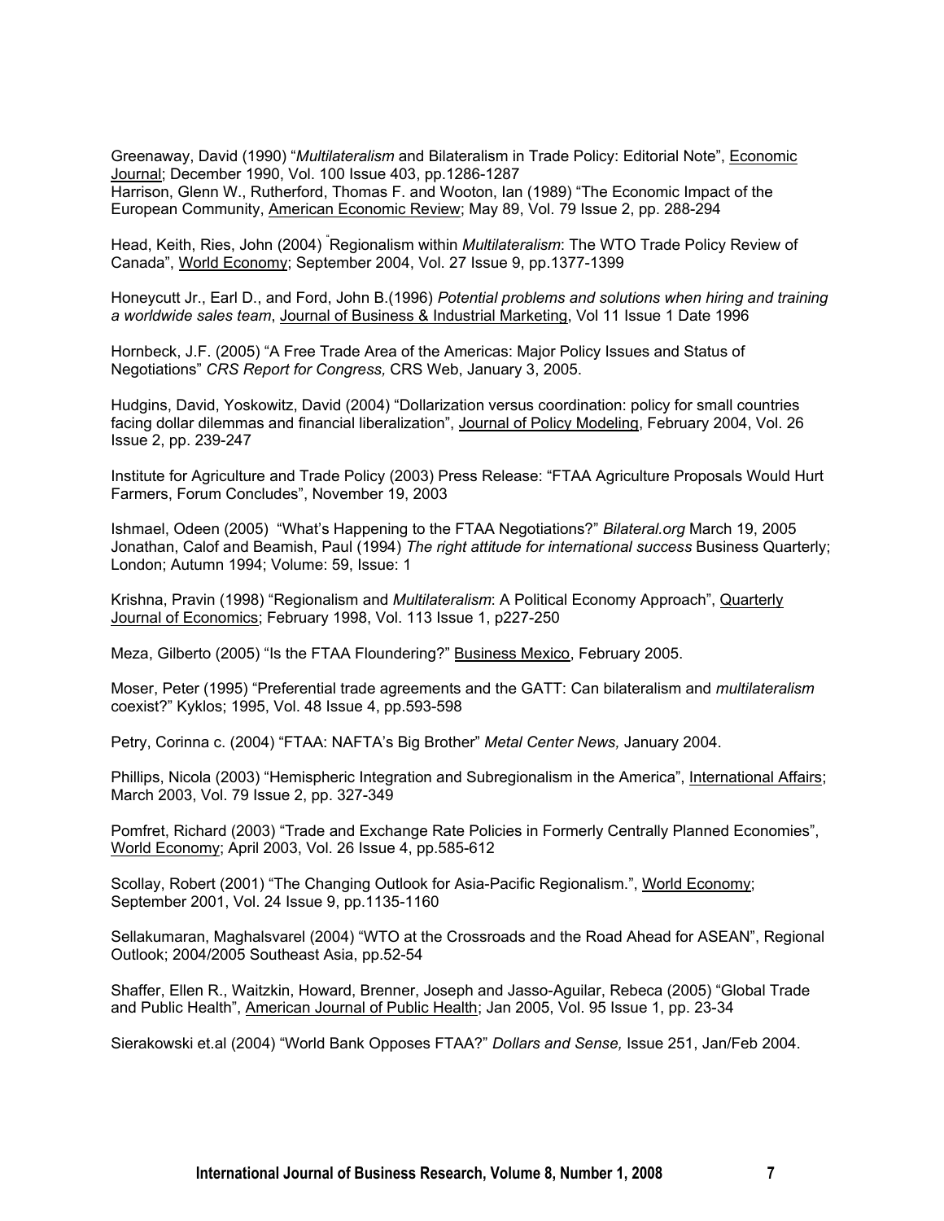Greenaway, David (1990) "*Multilateralism* and Bilateralism in Trade Policy: Editorial Note", Economic Journal; December 1990, Vol. 100 Issue 403, pp.1286-1287
Harrison, Glenn W., Rutherford, Thomas F. and Wooton, Ian (1989) "The Economic Impact of the European Community, American Economic Review; May 89, Vol. 79 Issue 2, pp. 288-294

Head, Keith, Ries, John (2004) "Regionalism within *Multilateralism*: The WTO Trade Policy Review of Canada", World Economy; September 2004, Vol. 27 Issue 9, pp.1377-1399

Honeycutt Jr., Earl D., and Ford, John B.(1996) *Potential problems and solutions when hiring and training a worldwide sales team*, Journal of Business & Industrial Marketing, Vol 11 Issue 1 Date 1996

Hornbeck, J.F. (2005) "A Free Trade Area of the Americas: Major Policy Issues and Status of Negotiations" *CRS Report for Congress,* CRS Web, January 3, 2005.

Hudgins, David, Yoskowitz, David (2004) "Dollarization versus coordination: policy for small countries facing dollar dilemmas and financial liberalization", Journal of Policy Modeling, February 2004, Vol. 26 Issue 2, pp. 239-247

Institute for Agriculture and Trade Policy (2003) Press Release: "FTAA Agriculture Proposals Would Hurt Farmers, Forum Concludes", November 19, 2003

Ishmael, Odeen (2005) "What's Happening to the FTAA Negotiations?" *Bilateral.org* March 19, 2005
Jonathan, Calof and Beamish, Paul (1994) *The right attitude for international success* Business Quarterly; London; Autumn 1994; Volume: 59, Issue: 1

Krishna, Pravin (1998) "Regionalism and *Multilateralism*: A Political Economy Approach", Quarterly Journal of Economics; February 1998, Vol. 113 Issue 1, p227-250

Meza, Gilberto (2005) "Is the FTAA Floundering?" Business Mexico, February 2005.

Moser, Peter (1995) "Preferential trade agreements and the GATT: Can bilateralism and *multilateralism* coexist?" Kyklos; 1995, Vol. 48 Issue 4, pp.593-598

Petry, Corinna c. (2004) "FTAA: NAFTA's Big Brother" *Metal Center News,* January 2004.

Phillips, Nicola (2003) "Hemispheric Integration and Subregionalism in the America", International Affairs; March 2003, Vol. 79 Issue 2, pp. 327-349

Pomfret, Richard (2003) "Trade and Exchange Rate Policies in Formerly Centrally Planned Economies", World Economy; April 2003, Vol. 26 Issue 4, pp.585-612

Scollay, Robert (2001) "The Changing Outlook for Asia-Pacific Regionalism.", World Economy; September 2001, Vol. 24 Issue 9, pp.1135-1160

Sellakumaran, Maghalsvarel (2004) "WTO at the Crossroads and the Road Ahead for ASEAN", Regional Outlook; 2004/2005 Southeast Asia, pp.52-54

Shaffer, Ellen R., Waitzkin, Howard, Brenner, Joseph and Jasso-Aguilar, Rebeca (2005) "Global Trade and Public Health", American Journal of Public Health; Jan 2005, Vol. 95 Issue 1, pp. 23-34

Sierakowski et.al (2004) "World Bank Opposes FTAA?" *Dollars and Sense,* Issue 251, Jan/Feb 2004.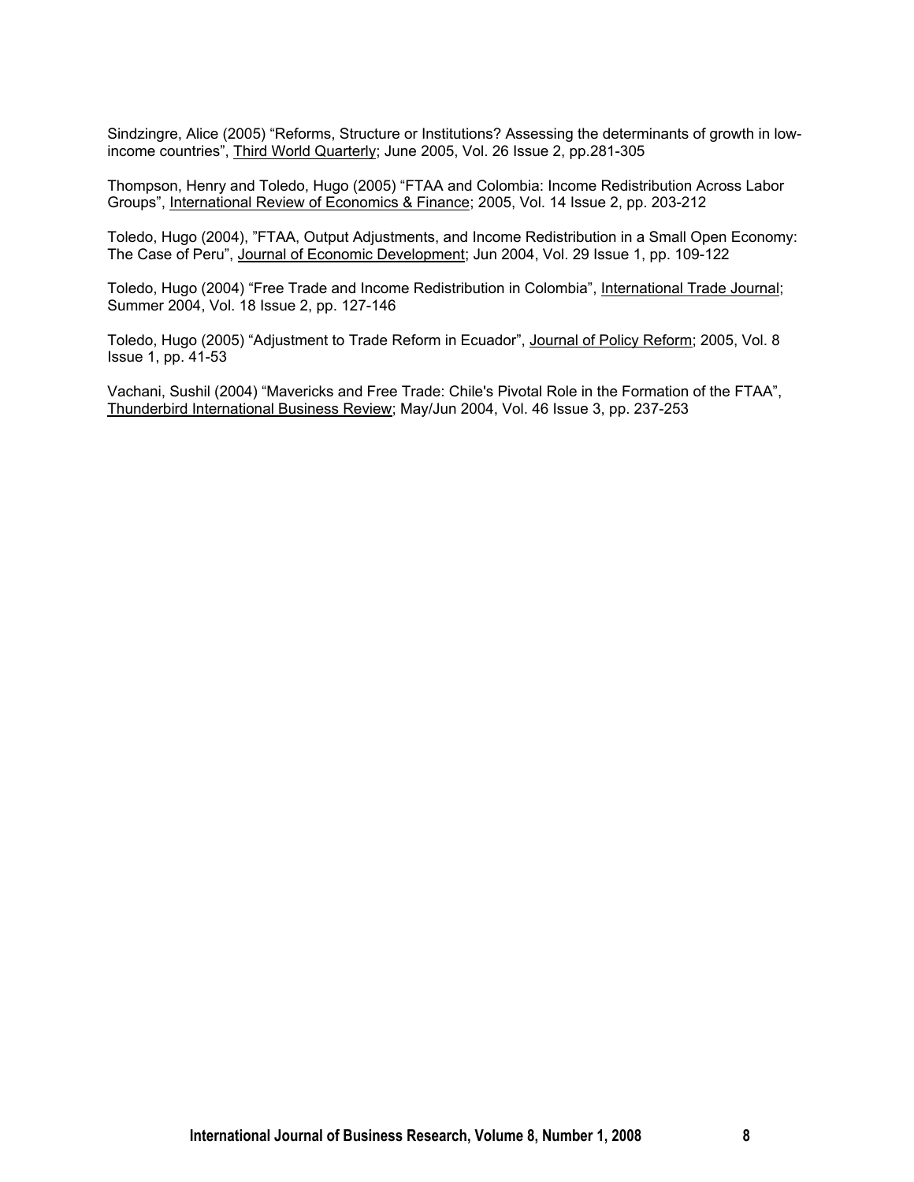Sindzingre, Alice (2005) "Reforms, Structure or Institutions? Assessing the determinants of growth in low-income countries", Third World Quarterly; June 2005, Vol. 26 Issue 2, pp.281-305

Thompson, Henry and Toledo, Hugo (2005) "FTAA and Colombia: Income Redistribution Across Labor Groups", International Review of Economics & Finance; 2005, Vol. 14 Issue 2, pp. 203-212

Toledo, Hugo (2004), "FTAA, Output Adjustments, and Income Redistribution in a Small Open Economy: The Case of Peru", Journal of Economic Development; Jun 2004, Vol. 29 Issue 1, pp. 109-122

Toledo, Hugo (2004) "Free Trade and Income Redistribution in Colombia", International Trade Journal; Summer 2004, Vol. 18 Issue 2, pp. 127-146

Toledo, Hugo (2005) "Adjustment to Trade Reform in Ecuador", Journal of Policy Reform; 2005, Vol. 8 Issue 1, pp. 41-53

Vachani, Sushil (2004) "Mavericks and Free Trade: Chile's Pivotal Role in the Formation of the FTAA", Thunderbird International Business Review; May/Jun 2004, Vol. 46 Issue 3, pp. 237-253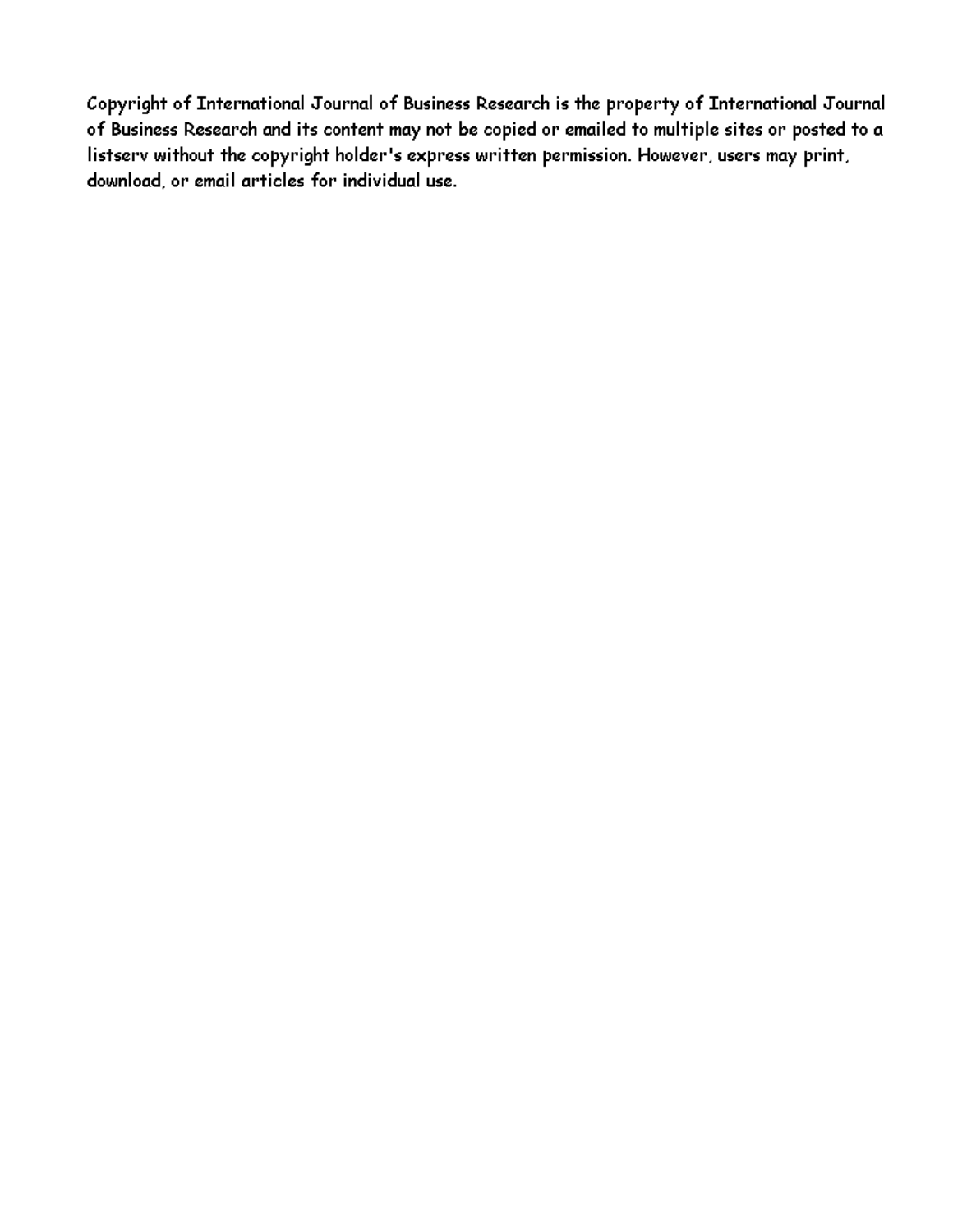Copyright of International Journal of Business Research is the property of International Journal of Business Research and its content may not be copied or emailed to multiple sites or posted to a listserv without the copyright holder's express written permission. However, users may print, download, or email articles for individual use.